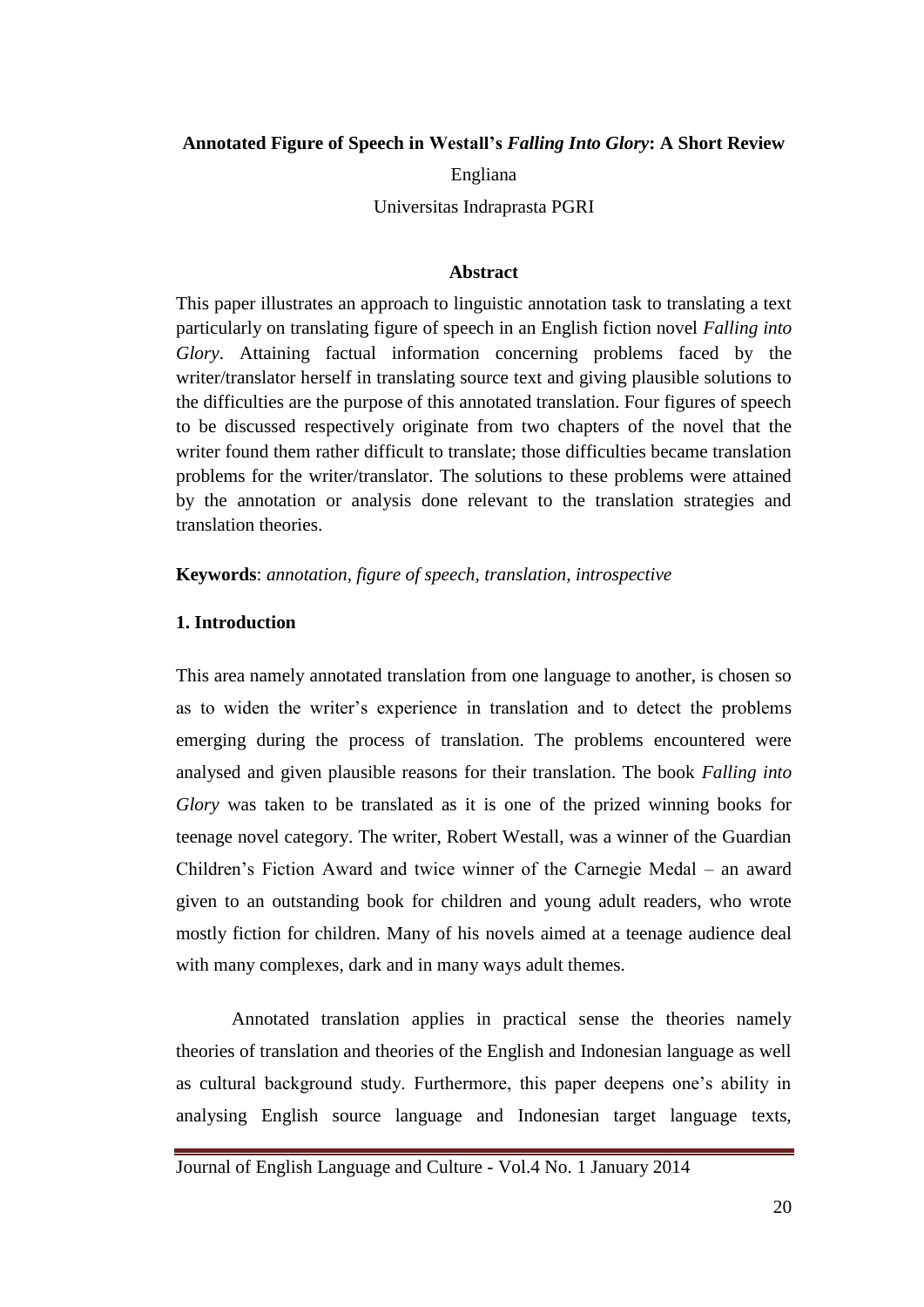**Annotated Figure of Speech in Westall's *Falling Into Glory*: A Short Review**

Engliana

Universitas Indraprasta PGRI

## Abstract

This paper illustrates an approach to linguistic annotation task to translating a text particularly on translating figure of speech in an English fiction novel *Falling into Glory*. Attaining factual information concerning problems faced by the writer/translator herself in translating source text and giving plausible solutions to the difficulties are the purpose of this annotated translation. Four figures of speech to be discussed respectively originate from two chapters of the novel that the writer found them rather difficult to translate; those difficulties became translation problems for the writer/translator. The solutions to these problems were attained by the annotation or analysis done relevant to the translation strategies and translation theories.

**Keywords**: *annotation, figure of speech, translation, introspective*

## 1. Introduction

This area namely annotated translation from one language to another, is chosen so as to widen the writer's experience in translation and to detect the problems emerging during the process of translation. The problems encountered were analysed and given plausible reasons for their translation. The book *Falling into Glory* was taken to be translated as it is one of the prized winning books for teenage novel category. The writer, Robert Westall, was a winner of the Guardian Children's Fiction Award and twice winner of the Carnegie Medal – an award given to an outstanding book for children and young adult readers, who wrote mostly fiction for children. Many of his novels aimed at a teenage audience deal with many complexes, dark and in many ways adult themes.

Annotated translation applies in practical sense the theories namely theories of translation and theories of the English and Indonesian language as well as cultural background study. Furthermore, this paper deepens one's ability in analysing English source language and Indonesian target language texts,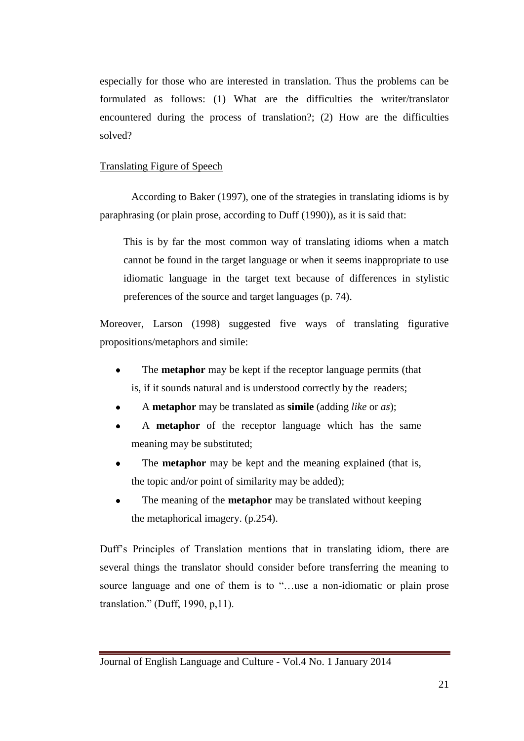especially for those who are interested in translation. Thus the problems can be formulated as follows: (1) What are the difficulties the writer/translator encountered during the process of translation?; (2) How are the difficulties solved?

<u>Translating Figure of Speech</u>

According to Baker (1997), one of the strategies in translating idioms is by paraphrasing (or plain prose, according to Duff (1990)), as it is said that:

> This is by far the most common way of translating idioms when a match cannot be found in the target language or when it seems inappropriate to use idiomatic language in the target text because of differences in stylistic preferences of the source and target languages (p. 74).

Moreover, Larson (1998) suggested five ways of translating figurative propositions/metaphors and simile:

- The **metaphor** may be kept if the receptor language permits (that is, if it sounds natural and is understood correctly by the readers;
- A **metaphor** may be translated as **simile** (adding *like* or *as*);
- A **metaphor** of the receptor language which has the same meaning may be substituted;
- The **metaphor** may be kept and the meaning explained (that is, the topic and/or point of similarity may be added);
- The meaning of the **metaphor** may be translated without keeping the metaphorical imagery. (p.254).

Duff's Principles of Translation mentions that in translating idiom, there are several things the translator should consider before transferring the meaning to source language and one of them is to "…use a non-idiomatic or plain prose translation." (Duff, 1990, p,11).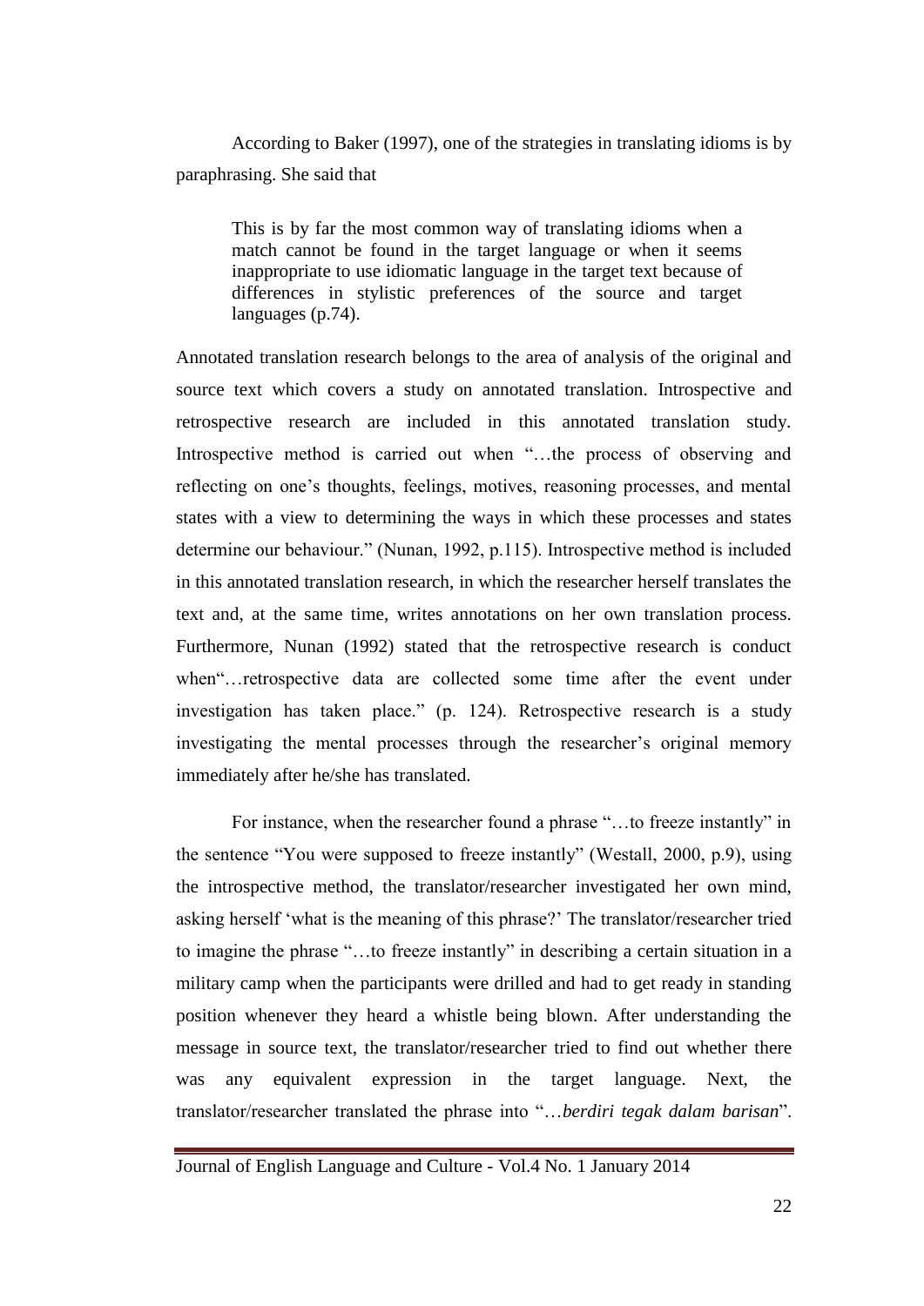According to Baker (1997), one of the strategies in translating idioms is by paraphrasing. She said that

> This is by far the most common way of translating idioms when a match cannot be found in the target language or when it seems inappropriate to use idiomatic language in the target text because of differences in stylistic preferences of the source and target languages (p.74).

Annotated translation research belongs to the area of analysis of the original and source text which covers a study on annotated translation. Introspective and retrospective research are included in this annotated translation study. Introspective method is carried out when "…the process of observing and reflecting on one's thoughts, feelings, motives, reasoning processes, and mental states with a view to determining the ways in which these processes and states determine our behaviour." (Nunan, 1992, p.115). Introspective method is included in this annotated translation research, in which the researcher herself translates the text and, at the same time, writes annotations on her own translation process. Furthermore, Nunan (1992) stated that the retrospective research is conduct when"…retrospective data are collected some time after the event under investigation has taken place." (p. 124). Retrospective research is a study investigating the mental processes through the researcher's original memory immediately after he/she has translated.

For instance, when the researcher found a phrase "…to freeze instantly" in the sentence "You were supposed to freeze instantly" (Westall, 2000, p.9), using the introspective method, the translator/researcher investigated her own mind, asking herself 'what is the meaning of this phrase?' The translator/researcher tried to imagine the phrase "…to freeze instantly" in describing a certain situation in a military camp when the participants were drilled and had to get ready in standing position whenever they heard a whistle being blown. After understanding the message in source text, the translator/researcher tried to find out whether there was any equivalent expression in the target language. Next, the translator/researcher translated the phrase into "…*berdiri tegak dalam barisan*".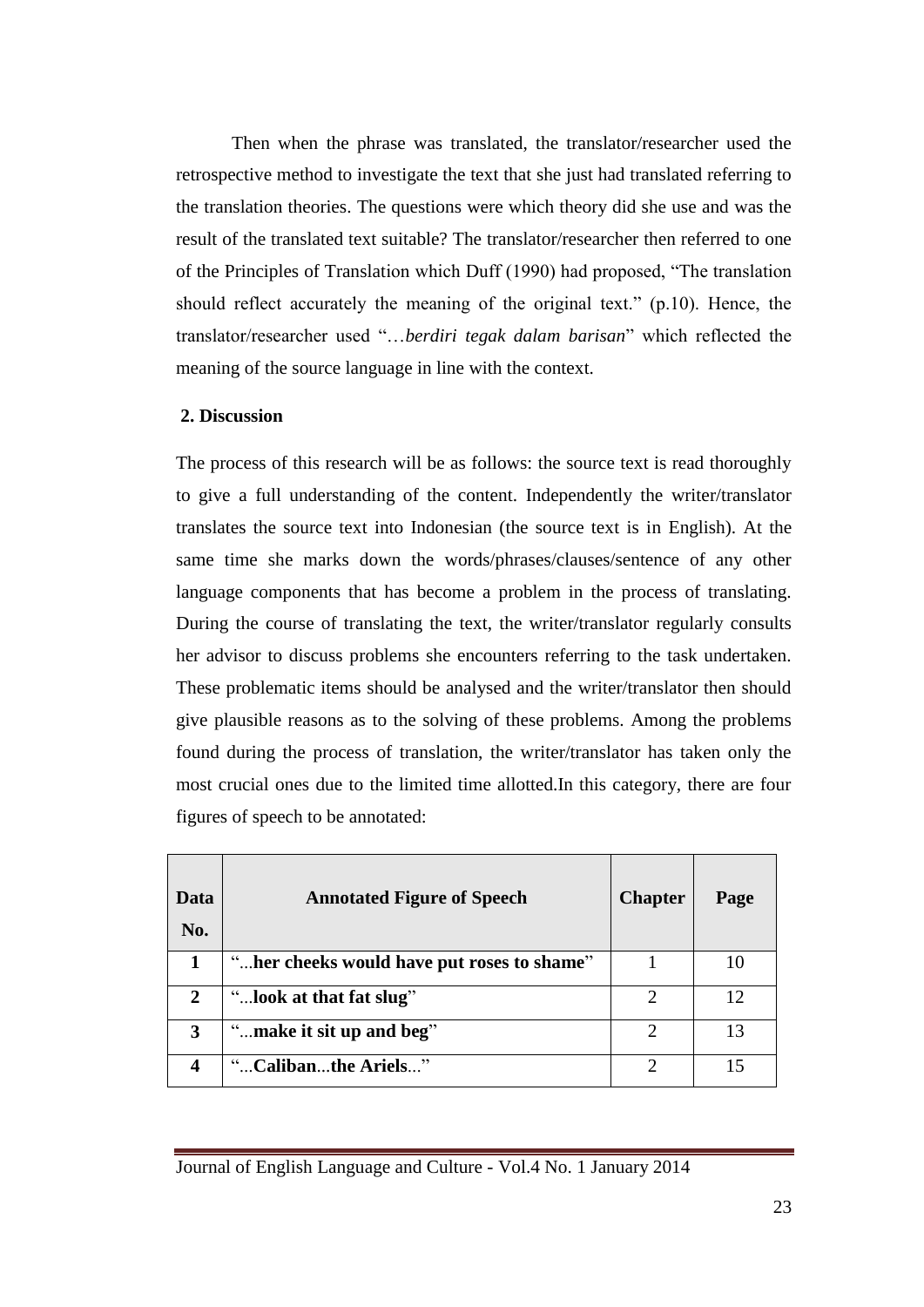Then when the phrase was translated, the translator/researcher used the retrospective method to investigate the text that she just had translated referring to the translation theories. The questions were which theory did she use and was the result of the translated text suitable? The translator/researcher then referred to one of the Principles of Translation which Duff (1990) had proposed, "The translation should reflect accurately the meaning of the original text." (p.10). Hence, the translator/researcher used "…*berdiri tegak dalam barisan*" which reflected the meaning of the source language in line with the context.

## 2. Discussion

The process of this research will be as follows: the source text is read thoroughly to give a full understanding of the content. Independently the writer/translator translates the source text into Indonesian (the source text is in English). At the same time she marks down the words/phrases/clauses/sentence of any other language components that has become a problem in the process of translating. During the course of translating the text, the writer/translator regularly consults her advisor to discuss problems she encounters referring to the task undertaken. These problematic items should be analysed and the writer/translator then should give plausible reasons as to the solving of these problems. Among the problems found during the process of translation, the writer/translator has taken only the most crucial ones due to the limited time allotted.In this category, there are four figures of speech to be annotated:

| Data No. | Annotated Figure of Speech | Chapter | Page |
|---|---|---|---|
| **1** | "...**her cheeks would have put roses to shame**" | 1 | 10 |
| **2** | "...**look at that fat slug**" | 2 | 12 |
| **3** | "...**make it sit up and beg**" | 2 | 13 |
| **4** | "...**Caliban**...**the Ariels**..." | 2 | 15 |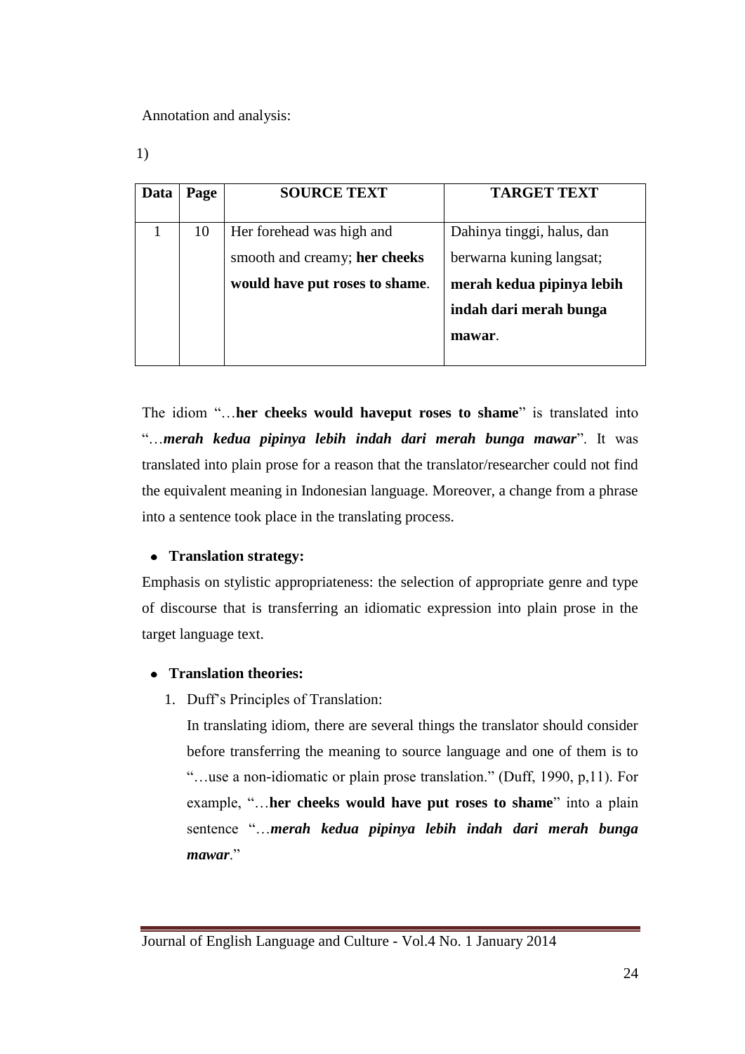Annotation and analysis:

1)

| Data | Page | SOURCE TEXT | TARGET TEXT |
|---|---|---|---|
| 1 | 10 | Her forehead was high and smooth and creamy; **her cheeks would have put roses to shame**. | Dahinya tinggi, halus, dan berwarna kuning langsat; **merah kedua pipinya lebih indah dari merah bunga mawar**. |

The idiom "…**her cheeks would haveput roses to shame**" is translated into "…***merah kedua pipinya lebih indah dari merah bunga mawar***". It was translated into plain prose for a reason that the translator/researcher could not find the equivalent meaning in Indonesian language. Moreover, a change from a phrase into a sentence took place in the translating process.

- **Translation strategy:**

Emphasis on stylistic appropriateness: the selection of appropriate genre and type of discourse that is transferring an idiomatic expression into plain prose in the target language text.

- **Translation theories:**

1. Duff's Principles of Translation:

   In translating idiom, there are several things the translator should consider before transferring the meaning to source language and one of them is to "…use a non-idiomatic or plain prose translation." (Duff, 1990, p,11). For example, "…**her cheeks would have put roses to shame**" into a plain sentence "…***merah kedua pipinya lebih indah dari merah bunga mawar***."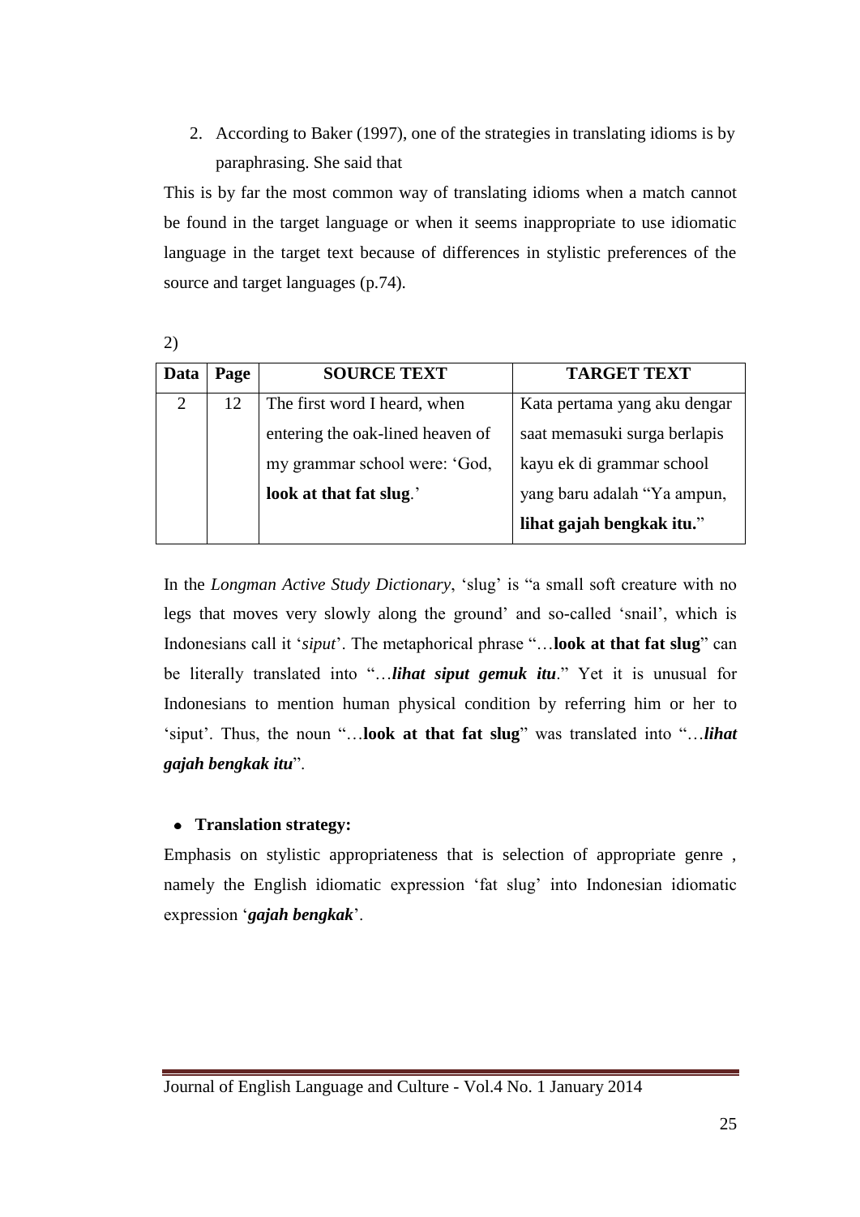2. According to Baker (1997), one of the strategies in translating idioms is by paraphrasing. She said that

This is by far the most common way of translating idioms when a match cannot be found in the target language or when it seems inappropriate to use idiomatic language in the target text because of differences in stylistic preferences of the source and target languages (p.74).

2)

| Data | Page | SOURCE TEXT | TARGET TEXT |
|---|---|---|---|
| 2 | 12 | The first word I heard, when entering the oak-lined heaven of my grammar school were: 'God, **look at that fat slug**.' | Kata pertama yang aku dengar saat memasuki surga berlapis kayu ek di grammar school yang baru adalah "Ya ampun, **lihat gajah bengkak itu.**" |

In the *Longman Active Study Dictionary*, 'slug' is "a small soft creature with no legs that moves very slowly along the ground' and so-called 'snail', which is Indonesians call it '*siput*'. The metaphorical phrase "…**look at that fat slug**" can be literally translated into "…***lihat siput gemuk itu***." Yet it is unusual for Indonesians to mention human physical condition by referring him or her to 'siput'. Thus, the noun "…**look at that fat slug**" was translated into "…***lihat gajah bengkak itu***".

- **Translation strategy:**

Emphasis on stylistic appropriateness that is selection of appropriate genre , namely the English idiomatic expression 'fat slug' into Indonesian idiomatic expression '***gajah bengkak***'.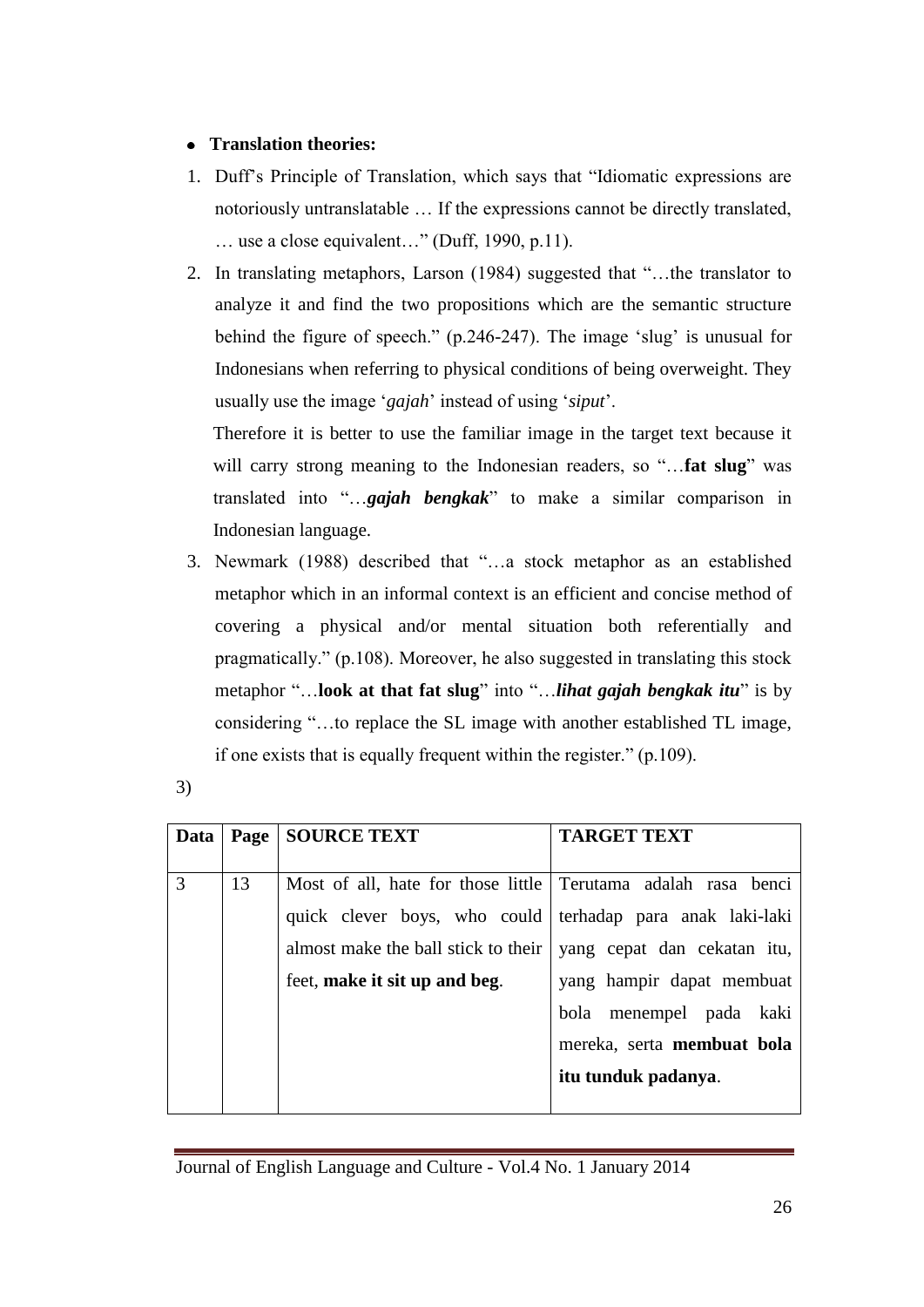- **Translation theories:**

1. Duff's Principle of Translation, which says that "Idiomatic expressions are notoriously untranslatable … If the expressions cannot be directly translated, … use a close equivalent…" (Duff, 1990, p.11).
2. In translating metaphors, Larson (1984) suggested that "…the translator to analyze it and find the two propositions which are the semantic structure behind the figure of speech." (p.246-247). The image 'slug' is unusual for Indonesians when referring to physical conditions of being overweight. They usually use the image '*gajah*' instead of using '*siput*'.

   Therefore it is better to use the familiar image in the target text because it will carry strong meaning to the Indonesian readers, so "…**fat slug**" was translated into "…***gajah bengkak***" to make a similar comparison in Indonesian language.
3. Newmark (1988) described that "…a stock metaphor as an established metaphor which in an informal context is an efficient and concise method of covering a physical and/or mental situation both referentially and pragmatically." (p.108). Moreover, he also suggested in translating this stock metaphor "…**look at that fat slug**" into "…***lihat gajah bengkak itu***" is by considering "…to replace the SL image with another established TL image, if one exists that is equally frequent within the register." (p.109).

3)

| Data | Page | SOURCE TEXT | TARGET TEXT |
|---|---|---|---|
| 3 | 13 | Most of all, hate for those little quick clever boys, who could almost make the ball stick to their feet, **make it sit up and beg**. | Terutama adalah rasa benci terhadap para anak laki-laki yang cepat dan cekatan itu, yang hampir dapat membuat bola menempel pada kaki mereka, serta **membuat bola itu tunduk padanya**. |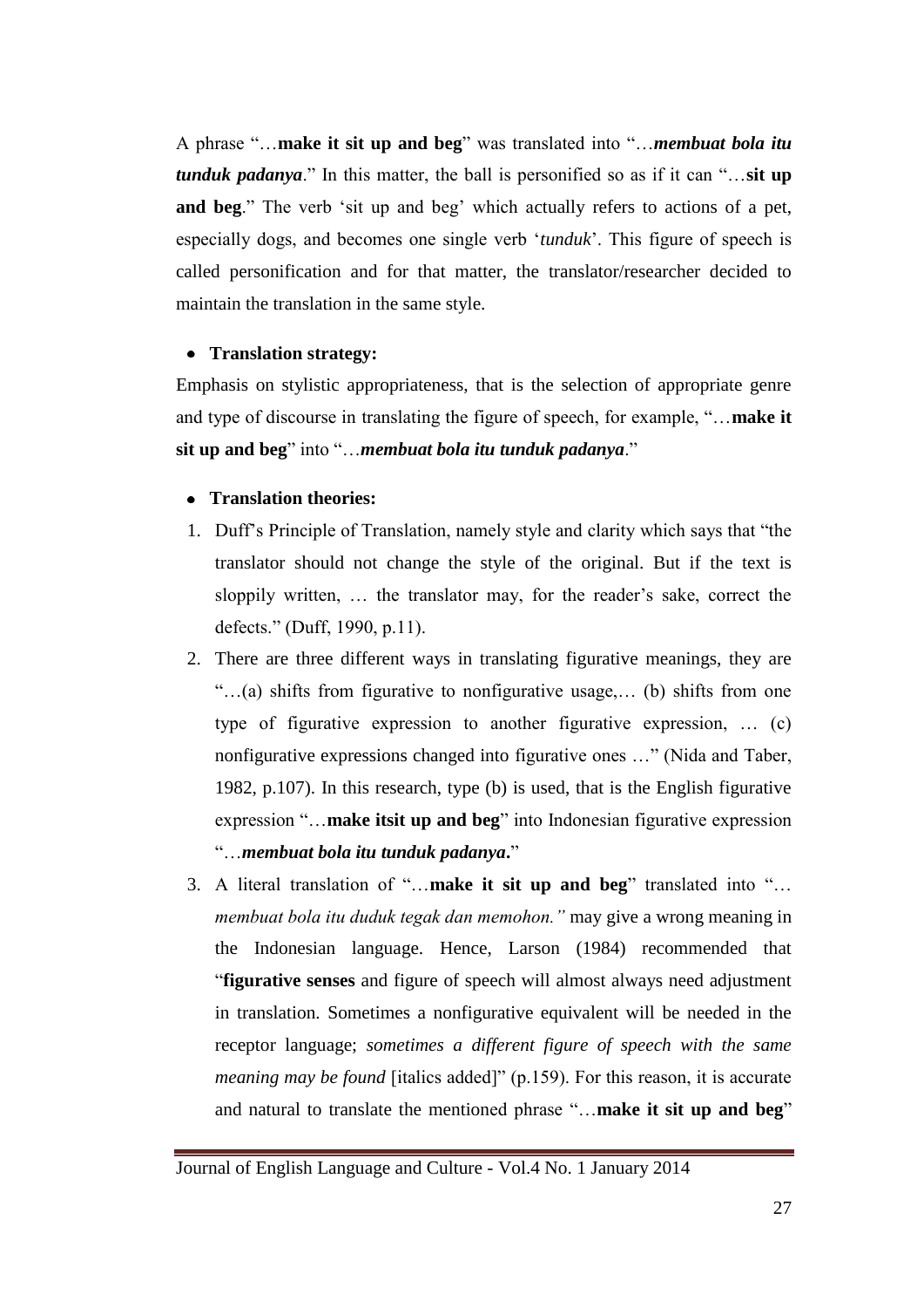A phrase "…**make it sit up and beg**" was translated into "…***membuat bola itu tunduk padanya***." In this matter, the ball is personified so as if it can "…**sit up and beg**." The verb 'sit up and beg' which actually refers to actions of a pet, especially dogs, and becomes one single verb '*tunduk*'. This figure of speech is called personification and for that matter, the translator/researcher decided to maintain the translation in the same style.

- **Translation strategy:**

Emphasis on stylistic appropriateness, that is the selection of appropriate genre and type of discourse in translating the figure of speech, for example, "…**make it sit up and beg**" into "…***membuat bola itu tunduk padanya***."

- **Translation theories:**

1. Duff's Principle of Translation, namely style and clarity which says that "the translator should not change the style of the original. But if the text is sloppily written, … the translator may, for the reader's sake, correct the defects." (Duff, 1990, p.11).
2. There are three different ways in translating figurative meanings, they are "…(a) shifts from figurative to nonfigurative usage,… (b) shifts from one type of figurative expression to another figurative expression, … (c) nonfigurative expressions changed into figurative ones …" (Nida and Taber, 1982, p.107). In this research, type (b) is used, that is the English figurative expression "…**make itsit up and beg**" into Indonesian figurative expression "…***membuat bola itu tunduk padanya*.**"
3. A literal translation of "…**make it sit up and beg**" translated into "… *membuat bola itu duduk tegak dan memohon."* may give a wrong meaning in the Indonesian language. Hence, Larson (1984) recommended that "**figurative senses** and figure of speech will almost always need adjustment in translation. Sometimes a nonfigurative equivalent will be needed in the receptor language; *sometimes a different figure of speech with the same meaning may be found* [italics added]" (p.159). For this reason, it is accurate and natural to translate the mentioned phrase "…**make it sit up and beg**"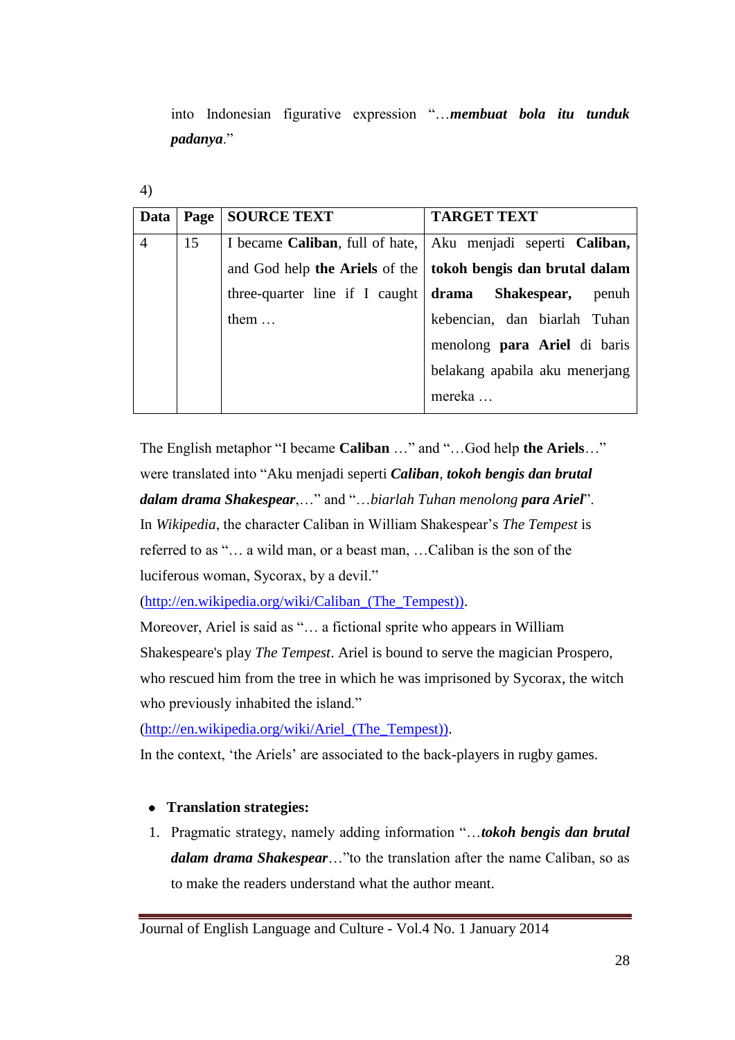into Indonesian figurative expression "…***membuat bola itu tunduk padanya***."

4)

| Data | Page | SOURCE TEXT | TARGET TEXT |
|---|---|---|---|
| 4 | 15 | I became **Caliban**, full of hate, and God help **the Ariels** of the three-quarter line if I caught them … | Aku menjadi seperti **Caliban, tokoh bengis dan brutal dalam drama Shakespear,** penuh kebencian, dan biarlah Tuhan menolong **para Ariel** di baris belakang apabila aku menerjang mereka … |

The English metaphor "I became **Caliban** …" and "…God help **the Ariels**…" were translated into "Aku menjadi seperti ***Caliban***, ***tokoh bengis dan brutal dalam drama Shakespear***,…" and "…*biarlah Tuhan menolong* ***para Ariel***".
In *Wikipedia*, the character Caliban in William Shakespear's *The Tempest* is referred to as "… a wild man, or a beast man, …Caliban is the son of the luciferous woman, Sycorax, by a devil."
(http://en.wikipedia.org/wiki/Caliban_(The_Tempest)).
Moreover, Ariel is said as "… a fictional sprite who appears in William Shakespeare's play *The Tempest*. Ariel is bound to serve the magician Prospero, who rescued him from the tree in which he was imprisoned by Sycorax, the witch who previously inhabited the island."
(http://en.wikipedia.org/wiki/Ariel_(The_Tempest)).
In the context, 'the Ariels' are associated to the back-players in rugby games.

- **Translation strategies:**

1. Pragmatic strategy, namely adding information "…***tokoh bengis dan brutal dalam drama Shakespear***…"to the translation after the name Caliban, so as to make the readers understand what the author meant.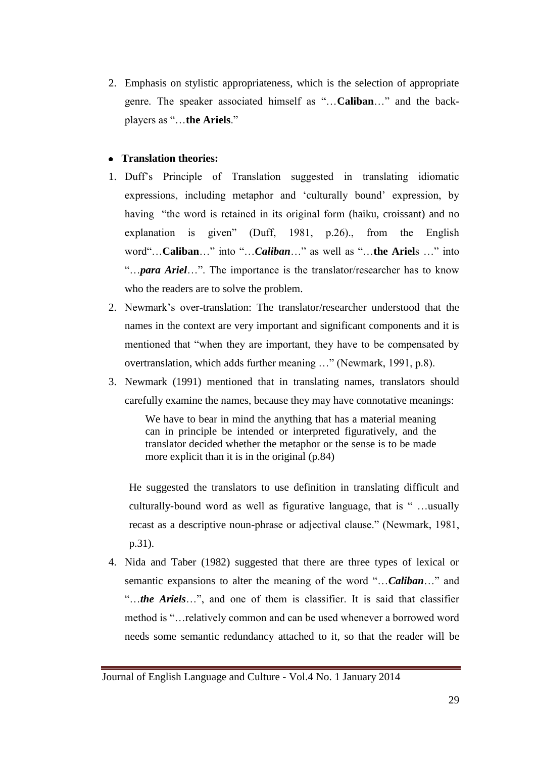2. Emphasis on stylistic appropriateness, which is the selection of appropriate genre. The speaker associated himself as "…**Caliban**…" and the back-players as "…**the Ariels**."

- **Translation theories:**

1. Duff's Principle of Translation suggested in translating idiomatic expressions, including metaphor and 'culturally bound' expression, by having "the word is retained in its original form (haiku, croissant) and no explanation is given" (Duff, 1981, p.26)., from the English word"…**Caliban**…" into "…***Caliban***…" as well as "…**the Ariel**s …" into "…***para Ariel***…". The importance is the translator/researcher has to know who the readers are to solve the problem.
2. Newmark's over-translation: The translator/researcher understood that the names in the context are very important and significant components and it is mentioned that "when they are important, they have to be compensated by overtranslation, which adds further meaning …" (Newmark, 1991, p.8).
3. Newmark (1991) mentioned that in translating names, translators should carefully examine the names, because they may have connotative meanings:

   > We have to bear in mind the anything that has a material meaning can in principle be intended or interpreted figuratively, and the translator decided whether the metaphor or the sense is to be made more explicit than it is in the original (p.84)

   He suggested the translators to use definition in translating difficult and culturally-bound word as well as figurative language, that is " …usually recast as a descriptive noun-phrase or adjectival clause." (Newmark, 1981, p.31).
4. Nida and Taber (1982) suggested that there are three types of lexical or semantic expansions to alter the meaning of the word "…***Caliban***…" and "…***the Ariels***…", and one of them is classifier. It is said that classifier method is "…relatively common and can be used whenever a borrowed word needs some semantic redundancy attached to it, so that the reader will be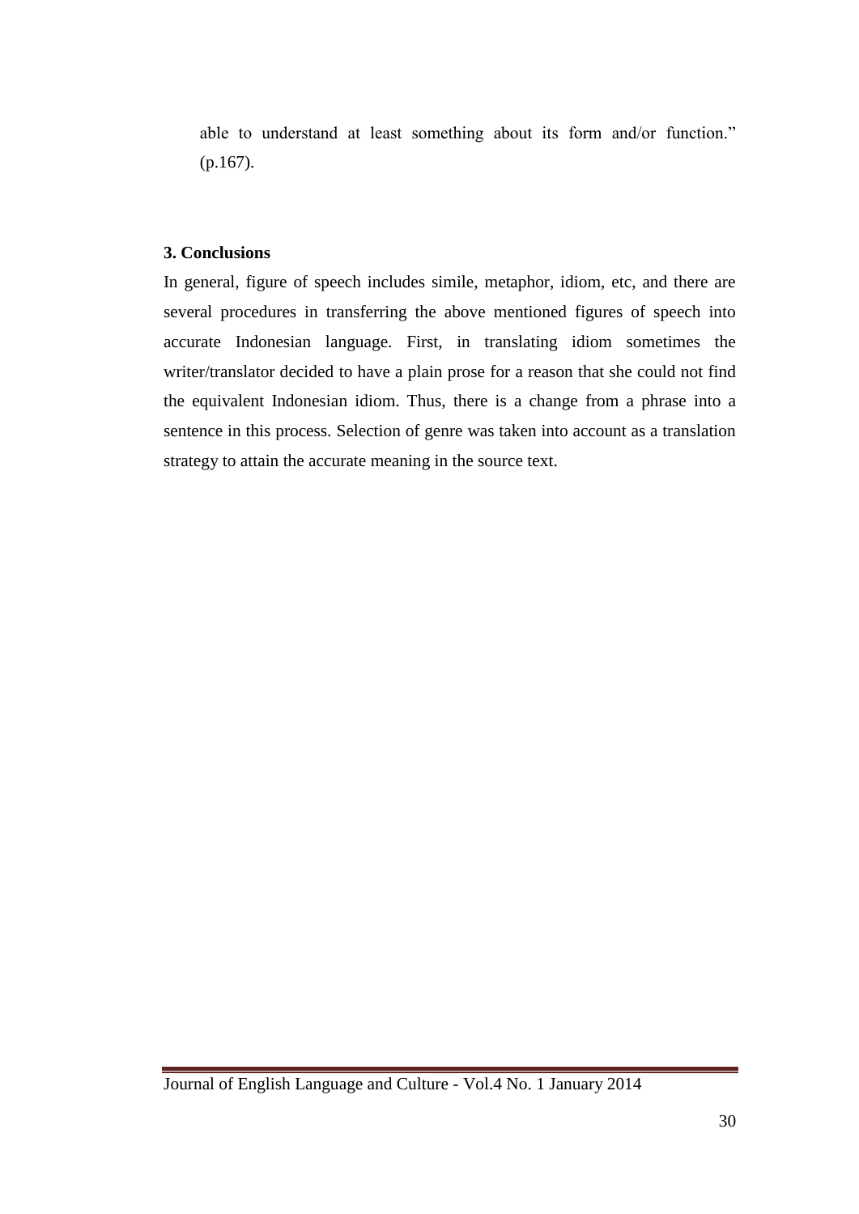able to understand at least something about its form and/or function." (p.167).

### 3. Conclusions

In general, figure of speech includes simile, metaphor, idiom, etc, and there are several procedures in transferring the above mentioned figures of speech into accurate Indonesian language. First, in translating idiom sometimes the writer/translator decided to have a plain prose for a reason that she could not find the equivalent Indonesian idiom. Thus, there is a change from a phrase into a sentence in this process. Selection of genre was taken into account as a translation strategy to attain the accurate meaning in the source text.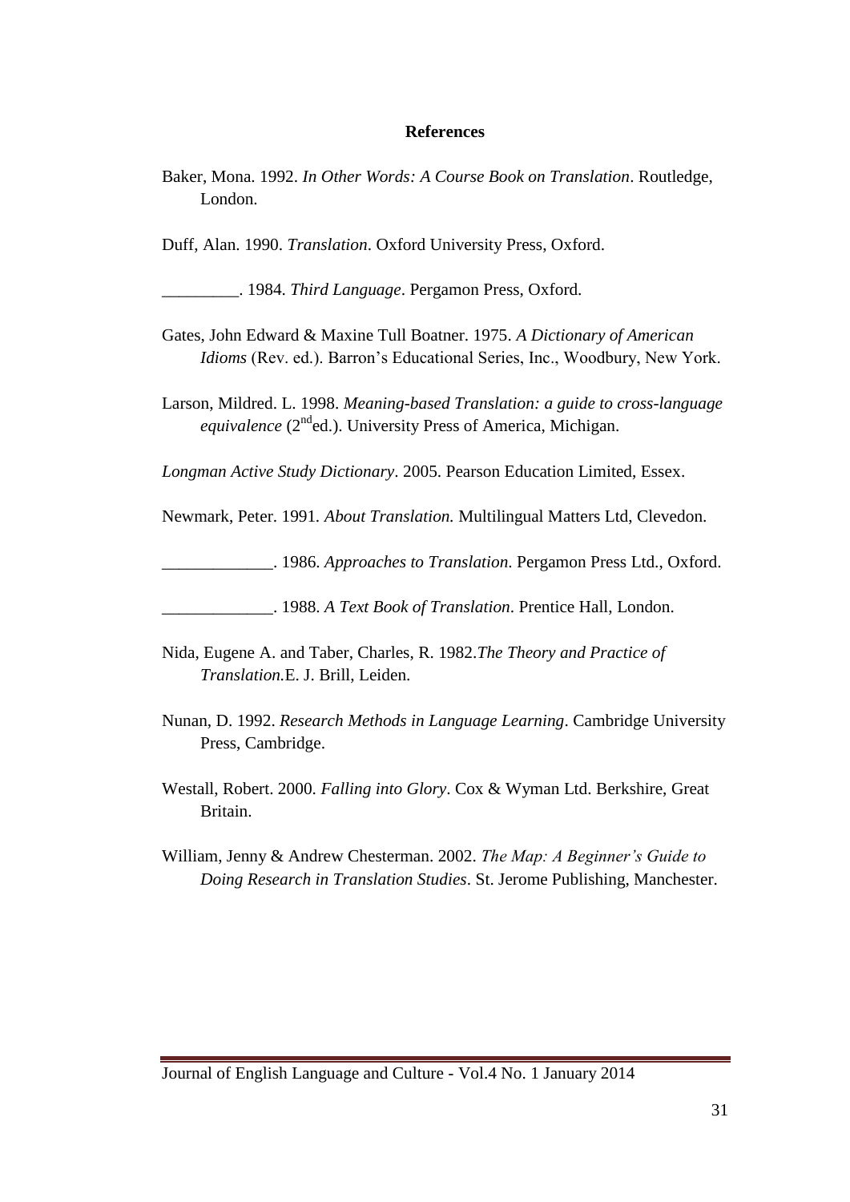**References**

Baker, Mona. 1992. *In Other Words: A Course Book on Translation*. Routledge, London.

Duff, Alan. 1990. *Translation*. Oxford University Press, Oxford.

_________. 1984. *Third Language*. Pergamon Press, Oxford.

Gates, John Edward & Maxine Tull Boatner. 1975. *A Dictionary of American Idioms* (Rev. ed.). Barron's Educational Series, Inc., Woodbury, New York.

Larson, Mildred. L. 1998. *Meaning-based Translation: a guide to cross-language equivalence* (2nd ed.). University Press of America, Michigan.

*Longman Active Study Dictionary*. 2005. Pearson Education Limited, Essex.

Newmark, Peter. 1991. *About Translation.* Multilingual Matters Ltd, Clevedon.

_____________. 1986. *Approaches to Translation*. Pergamon Press Ltd., Oxford.

_____________. 1988. *A Text Book of Translation*. Prentice Hall, London.

Nida, Eugene A. and Taber, Charles, R. 1982.*The Theory and Practice of Translation.*E. J. Brill, Leiden.

Nunan, D. 1992. *Research Methods in Language Learning*. Cambridge University Press, Cambridge.

Westall, Robert. 2000. *Falling into Glory*. Cox & Wyman Ltd. Berkshire, Great Britain.

William, Jenny & Andrew Chesterman. 2002. *The Map: A Beginner's Guide to Doing Research in Translation Studies*. St. Jerome Publishing, Manchester.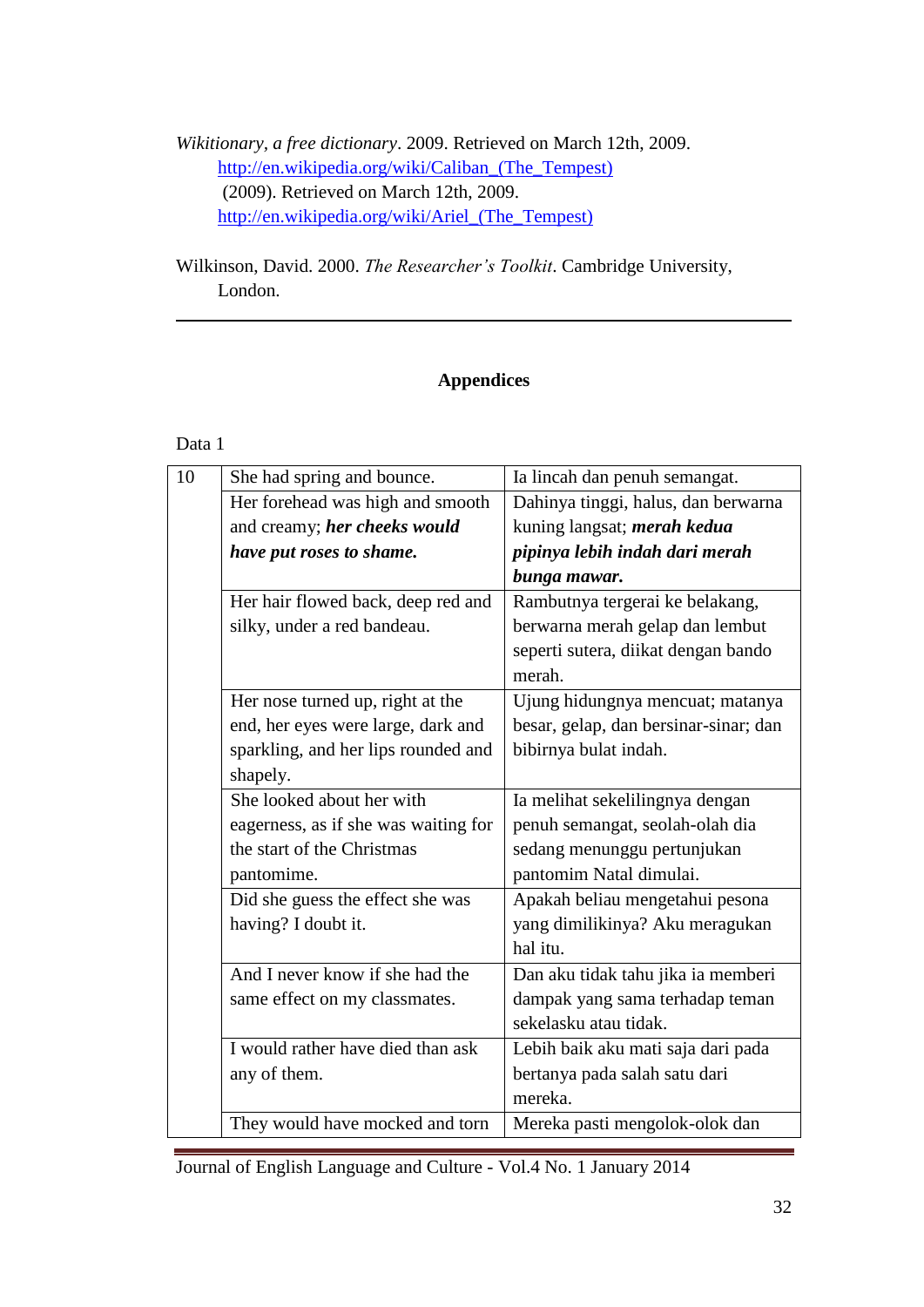*Wikitionary, a free dictionary*. 2009. Retrieved on March 12th, 2009. http://en.wikipedia.org/wiki/Caliban_(The_Tempest) (2009). Retrieved on March 12th, 2009. http://en.wikipedia.org/wiki/Ariel_(The_Tempest)

Wilkinson, David. 2000. *The Researcher's Toolkit*. Cambridge University, London.

---

## Appendices

Data 1

| 10 | She had spring and bounce. | Ia lincah dan penuh semangat. |
|---|---|---|
| | Her forehead was high and smooth and creamy; ***her cheeks would have put roses to shame.*** | Dahinya tinggi, halus, dan berwarna kuning langsat; ***merah kedua pipinya lebih indah dari merah bunga mawar.*** |
| | Her hair flowed back, deep red and silky, under a red bandeau. | Rambutnya tergerai ke belakang, berwarna merah gelap dan lembut seperti sutera, diikat dengan bando merah. |
| | Her nose turned up, right at the end, her eyes were large, dark and sparkling, and her lips rounded and shapely. | Ujung hidungnya mencuat; matanya besar, gelap, dan bersinar-sinar; dan bibirnya bulat indah. |
| | She looked about her with eagerness, as if she was waiting for the start of the Christmas pantomime. | Ia melihat sekelilingnya dengan penuh semangat, seolah-olah dia sedang menunggu pertunjukan pantomim Natal dimulai. |
| | Did she guess the effect she was having? I doubt it. | Apakah beliau mengetahui pesona yang dimilikinya? Aku meragukan hal itu. |
| | And I never know if she had the same effect on my classmates. | Dan aku tidak tahu jika ia memberi dampak yang sama terhadap teman sekelasku atau tidak. |
| | I would rather have died than ask any of them. | Lebih baik aku mati saja dari pada bertanya pada salah satu dari mereka. |
| | They would have mocked and torn | Mereka pasti mengolok-olok dan |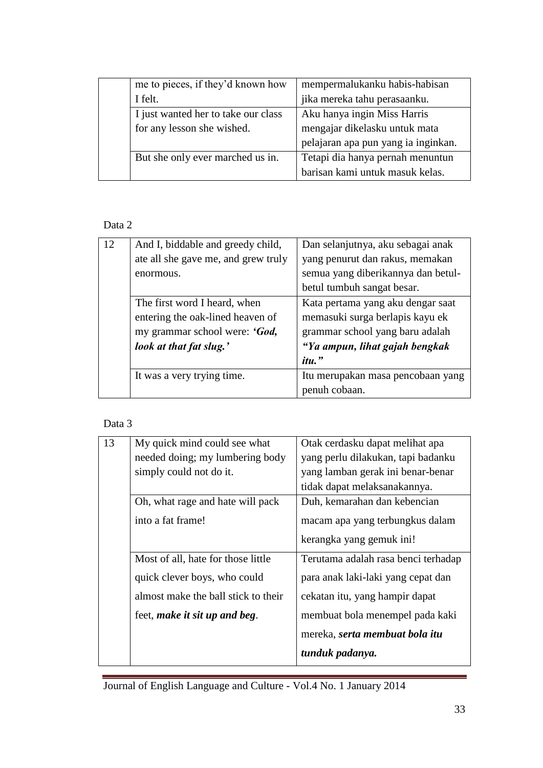| | | |
|---|---|---|
| | me to pieces, if they'd known how I felt. | mempermalukanku habis-habisan jika mereka tahu perasaanku. |
| | I just wanted her to take our class for any lesson she wished. | Aku hanya ingin Miss Harris mengajar dikelasku untuk mata pelajaran apa pun yang ia inginkan. |
| | But she only ever marched us in. | Tetapi dia hanya pernah menuntun barisan kami untuk masuk kelas. |

Data 2

| | | |
|---|---|---|
| 12 | And I, biddable and greedy child, ate all she gave me, and grew truly enormous. | Dan selanjutnya, aku sebagai anak yang penurut dan rakus, memakan semua yang diberikannya dan betul-betul tumbuh sangat besar. |
| | The first word I heard, when entering the oak-lined heaven of my grammar school were: ***'God, look at that fat slug.'*** | Kata pertama yang aku dengar saat memasuki surga berlapis kayu ek grammar school yang baru adalah ***"Ya ampun, lihat gajah bengkak itu."*** |
| | It was a very trying time. | Itu merupakan masa pencobaan yang penuh cobaan. |

Data 3

| | | |
|---|---|---|
| 13 | My quick mind could see what needed doing; my lumbering body simply could not do it. | Otak cerdasku dapat melihat apa yang perlu dilakukan, tapi badanku yang lamban gerak ini benar-benar tidak dapat melaksanakannya. |
| | Oh, what rage and hate will pack into a fat frame! | Duh, kemarahan dan kebencian macam apa yang terbungkus dalam kerangka yang gemuk ini! |
| | Most of all, hate for those little quick clever boys, who could almost make the ball stick to their feet, ***make it sit up and beg***. | Terutama adalah rasa benci terhadap para anak laki-laki yang cepat dan cekatan itu, yang hampir dapat membuat bola menempel pada kaki mereka, ***serta membuat bola itu tunduk padanya.*** |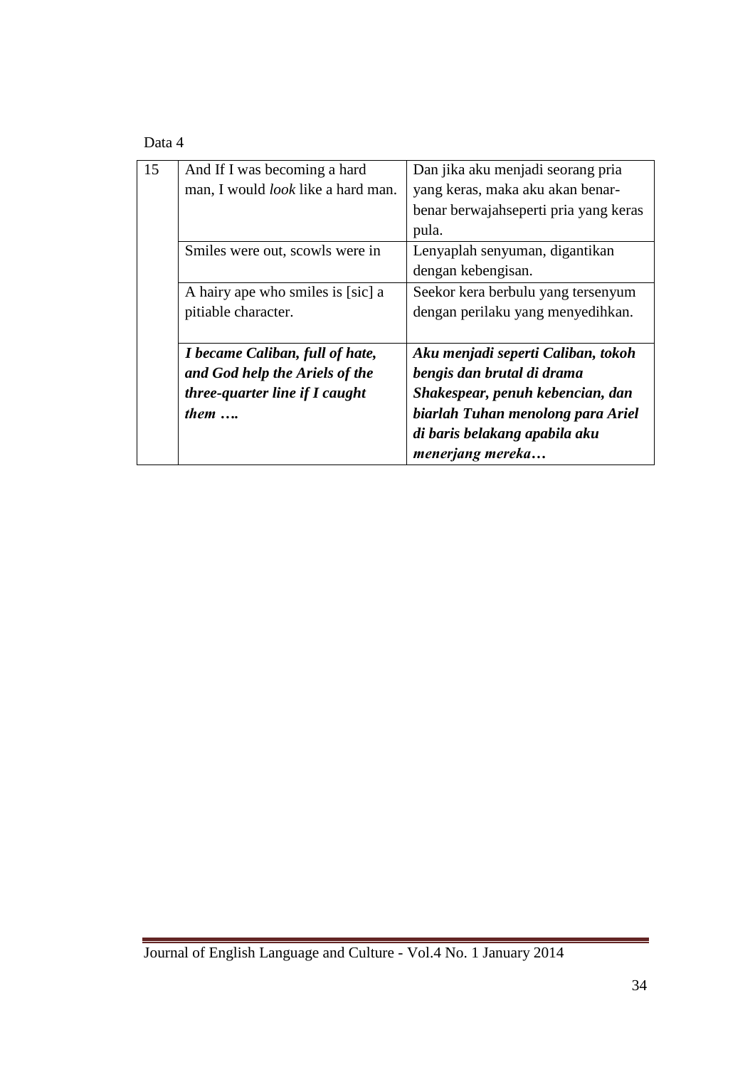Data 4

| | | |
|---|---|---|
| 15 | And If I was becoming a hard man, I would *look* like a hard man. | Dan jika aku menjadi seorang pria yang keras, maka aku akan benar-benar berwajahseperti pria yang keras pula. |
| | Smiles were out, scowls were in | Lenyaplah senyuman, digantikan dengan kebengisan. |
| | A hairy ape who smiles is [sic] a pitiable character. | Seekor kera berbulu yang tersenyum dengan perilaku yang menyedihkan. |
| | ***I became Caliban, full of hate, and God help the Ariels of the three-quarter line if I caught them ….*** | ***Aku menjadi seperti Caliban, tokoh bengis dan brutal di drama Shakespear, penuh kebencian, dan biarlah Tuhan menolong para Ariel di baris belakang apabila aku menerjang mereka…*** |